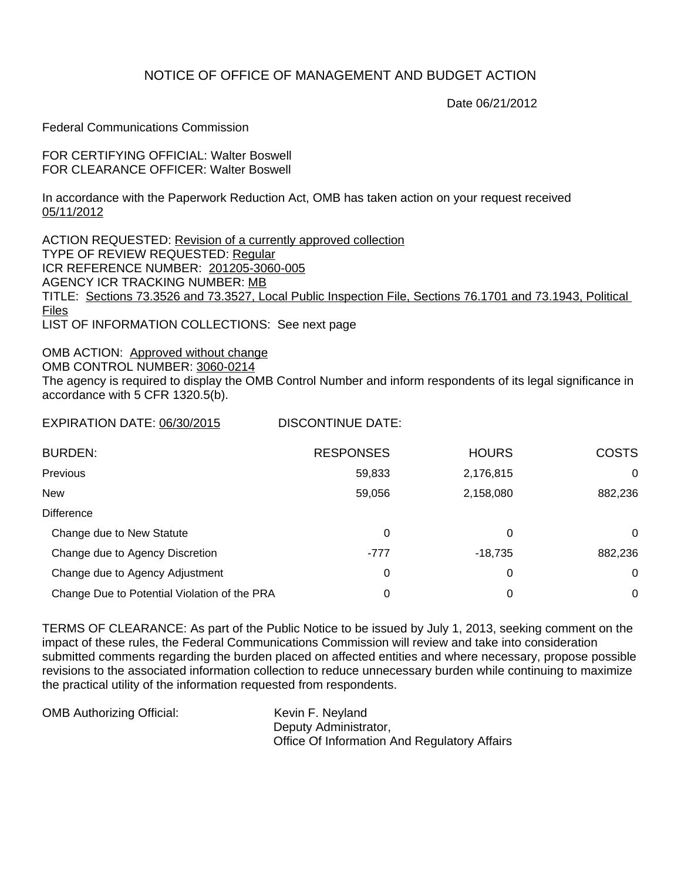# NOTICE OF OFFICE OF MANAGEMENT AND BUDGET ACTION

Date 06/21/2012

Federal Communications Commission

FOR CERTIFYING OFFICIAL: Walter Boswell
FOR CLEARANCE OFFICER: Walter Boswell

In accordance with the Paperwork Reduction Act, OMB has taken action on your request received 05/11/2012

ACTION REQUESTED: Revision of a currently approved collection
TYPE OF REVIEW REQUESTED: Regular
ICR REFERENCE NUMBER: 201205-3060-005
AGENCY ICR TRACKING NUMBER: MB
TITLE: Sections 73.3526 and 73.3527, Local Public Inspection File, Sections 76.1701 and 73.1943, Political Files
LIST OF INFORMATION COLLECTIONS: See next page

OMB ACTION: Approved without change
OMB CONTROL NUMBER: 3060-0214
The agency is required to display the OMB Control Number and inform respondents of its legal significance in accordance with 5 CFR 1320.5(b).

EXPIRATION DATE: 06/30/2015 DISCONTINUE DATE:

| BURDEN: | RESPONSES | HOURS | COSTS |
|---|---|---|---|
| Previous | 59,833 | 2,176,815 | 0 |
| New | 59,056 | 2,158,080 | 882,236 |
| Difference | | | |
| Change due to New Statute | 0 | 0 | 0 |
| Change due to Agency Discretion | -777 | -18,735 | 882,236 |
| Change due to Agency Adjustment | 0 | 0 | 0 |
| Change Due to Potential Violation of the PRA | 0 | 0 | 0 |

TERMS OF CLEARANCE: As part of the Public Notice to be issued by July 1, 2013, seeking comment on the impact of these rules, the Federal Communications Commission will review and take into consideration submitted comments regarding the burden placed on affected entities and where necessary, propose possible revisions to the associated information collection to reduce unnecessary burden while continuing to maximize the practical utility of the information requested from respondents.

OMB Authorizing Official: Kevin F. Neyland
Deputy Administrator,
Office Of Information And Regulatory Affairs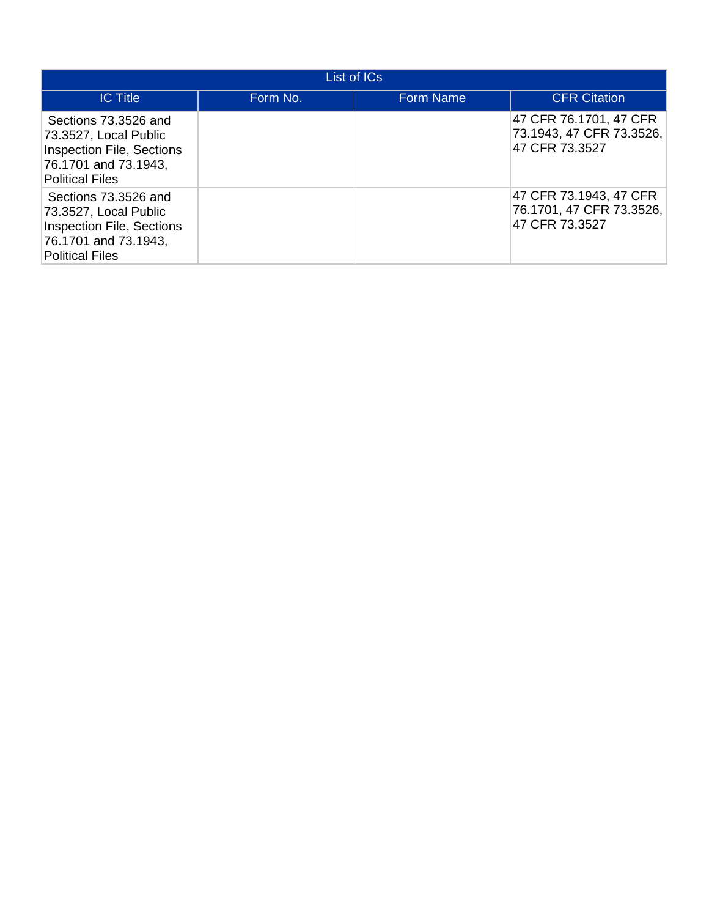| List of ICs | | | |
|---|---|---|---|
| IC Title | Form No. | Form Name | CFR Citation |
| Sections 73.3526 and 73.3527, Local Public Inspection File, Sections 76.1701 and 73.1943, Political Files | | | 47 CFR 76.1701, 47 CFR 73.1943, 47 CFR 73.3526, 47 CFR 73.3527 |
| Sections 73.3526 and 73.3527, Local Public Inspection File, Sections 76.1701 and 73.1943, Political Files | | | 47 CFR 73.1943, 47 CFR 76.1701, 47 CFR 73.3526, 47 CFR 73.3527 |